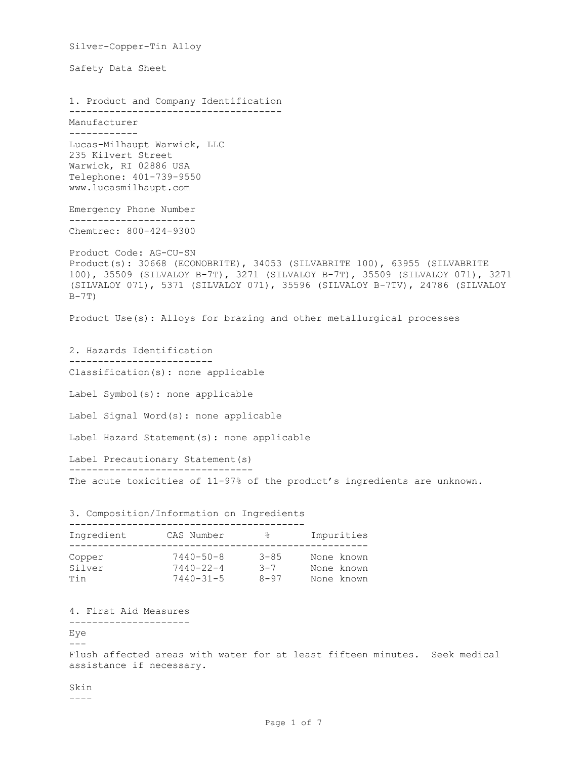# Silver-Copper-Tin Alloy

# Safety Data Sheet

## 1. Product and Company Identification

### Manufacturer

Lucas-Milhaupt Warwick, LLC
235 Kilvert Street
Warwick, RI 02886 USA
Telephone: 401-739-9550
www.lucasmilhaupt.com

### Emergency Phone Number

Chemtrec: 800-424-9300

Product Code: AG-CU-SN
Product(s): 30668 (ECONOBRITE), 34053 (SILVABRITE 100), 63955 (SILVABRITE 100), 35509 (SILVALOY B-7T), 3271 (SILVALOY B-7T), 35509 (SILVALOY 071), 3271 (SILVALOY 071), 5371 (SILVALOY 071), 35596 (SILVALOY B-7TV), 24786 (SILVALOY B-7T)

Product Use(s): Alloys for brazing and other metallurgical processes

## 2. Hazards Identification

Classification(s): none applicable

Label Symbol(s): none applicable

Label Signal Word(s): none applicable

Label Hazard Statement(s): none applicable

### Label Precautionary Statement(s)

The acute toxicities of 11-97% of the product's ingredients are unknown.

## 3. Composition/Information on Ingredients

| Ingredient | CAS Number | % | Impurities |
|---|---|---|---|
| Copper | 7440-50-8 | 3-85 | None known |
| Silver | 7440-22-4 | 3-7 | None known |
| Tin | 7440-31-5 | 8-97 | None known |

## 4. First Aid Measures

### Eye

Flush affected areas with water for at least fifteen minutes. Seek medical assistance if necessary.

### Skin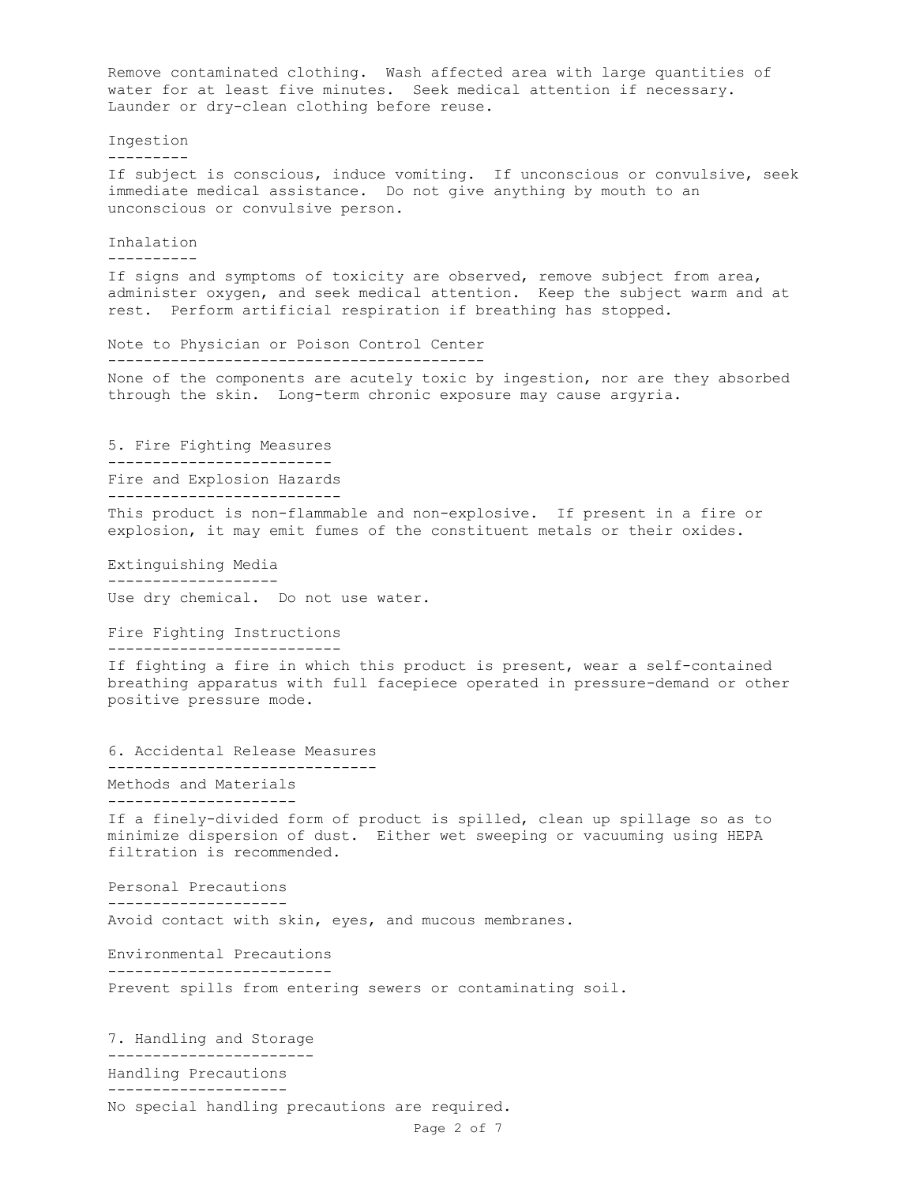Remove contaminated clothing. Wash affected area with large quantities of water for at least five minutes. Seek medical attention if necessary. Launder or dry-clean clothing before reuse.

### Ingestion

If subject is conscious, induce vomiting. If unconscious or convulsive, seek immediate medical assistance. Do not give anything by mouth to an unconscious or convulsive person.

### Inhalation

If signs and symptoms of toxicity are observed, remove subject from area, administer oxygen, and seek medical attention. Keep the subject warm and at rest. Perform artificial respiration if breathing has stopped.

### Note to Physician or Poison Control Center

None of the components are acutely toxic by ingestion, nor are they absorbed through the skin. Long-term chronic exposure may cause argyria.

## 5. Fire Fighting Measures

### Fire and Explosion Hazards

This product is non-flammable and non-explosive. If present in a fire or explosion, it may emit fumes of the constituent metals or their oxides.

### Extinguishing Media

Use dry chemical. Do not use water.

### Fire Fighting Instructions

If fighting a fire in which this product is present, wear a self-contained breathing apparatus with full facepiece operated in pressure-demand or other positive pressure mode.

## 6. Accidental Release Measures

### Methods and Materials

If a finely-divided form of product is spilled, clean up spillage so as to minimize dispersion of dust. Either wet sweeping or vacuuming using HEPA filtration is recommended.

### Personal Precautions

Avoid contact with skin, eyes, and mucous membranes.

### Environmental Precautions

Prevent spills from entering sewers or contaminating soil.

## 7. Handling and Storage

### Handling Precautions

No special handling precautions are required.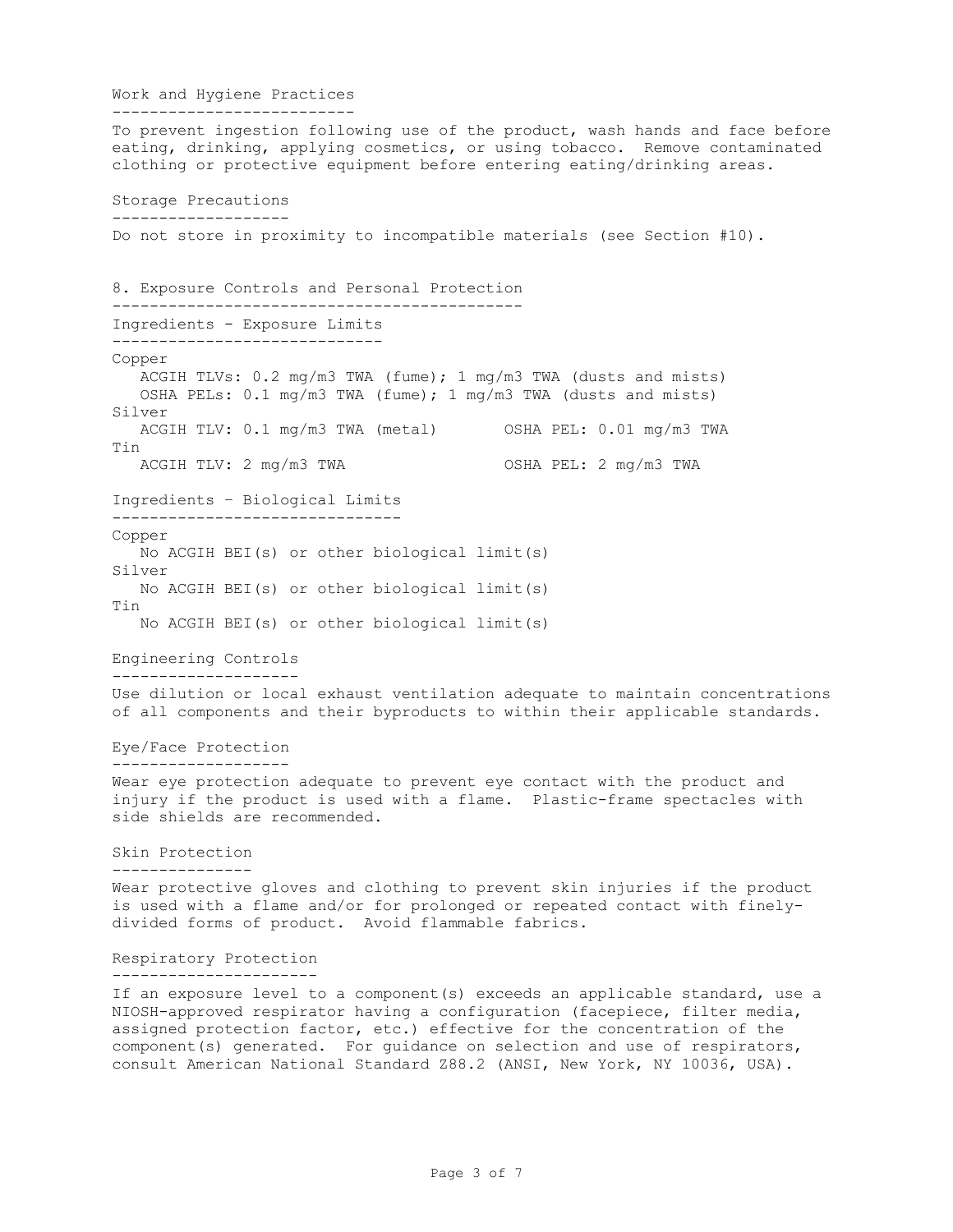### Work and Hygiene Practices

To prevent ingestion following use of the product, wash hands and face before eating, drinking, applying cosmetics, or using tobacco. Remove contaminated clothing or protective equipment before entering eating/drinking areas.

### Storage Precautions

Do not store in proximity to incompatible materials (see Section #10).

## 8. Exposure Controls and Personal Protection

### Ingredients - Exposure Limits

Copper
ACGIH TLVs: 0.2 mg/m3 TWA (fume); 1 mg/m3 TWA (dusts and mists)
OSHA PELs: 0.1 mg/m3 TWA (fume); 1 mg/m3 TWA (dusts and mists)

Silver
ACGIH TLV: 0.1 mg/m3 TWA (metal) OSHA PEL: 0.01 mg/m3 TWA

Tin
ACGIH TLV: 2 mg/m3 TWA OSHA PEL: 2 mg/m3 TWA

### Ingredients – Biological Limits

Copper
No ACGIH BEI(s) or other biological limit(s)

Silver
No ACGIH BEI(s) or other biological limit(s)

Tin
No ACGIH BEI(s) or other biological limit(s)

### Engineering Controls

Use dilution or local exhaust ventilation adequate to maintain concentrations of all components and their byproducts to within their applicable standards.

### Eye/Face Protection

Wear eye protection adequate to prevent eye contact with the product and injury if the product is used with a flame. Plastic-frame spectacles with side shields are recommended.

### Skin Protection

Wear protective gloves and clothing to prevent skin injuries if the product is used with a flame and/or for prolonged or repeated contact with finely-divided forms of product. Avoid flammable fabrics.

### Respiratory Protection

If an exposure level to a component(s) exceeds an applicable standard, use a NIOSH-approved respirator having a configuration (facepiece, filter media, assigned protection factor, etc.) effective for the concentration of the component(s) generated. For guidance on selection and use of respirators, consult American National Standard Z88.2 (ANSI, New York, NY 10036, USA).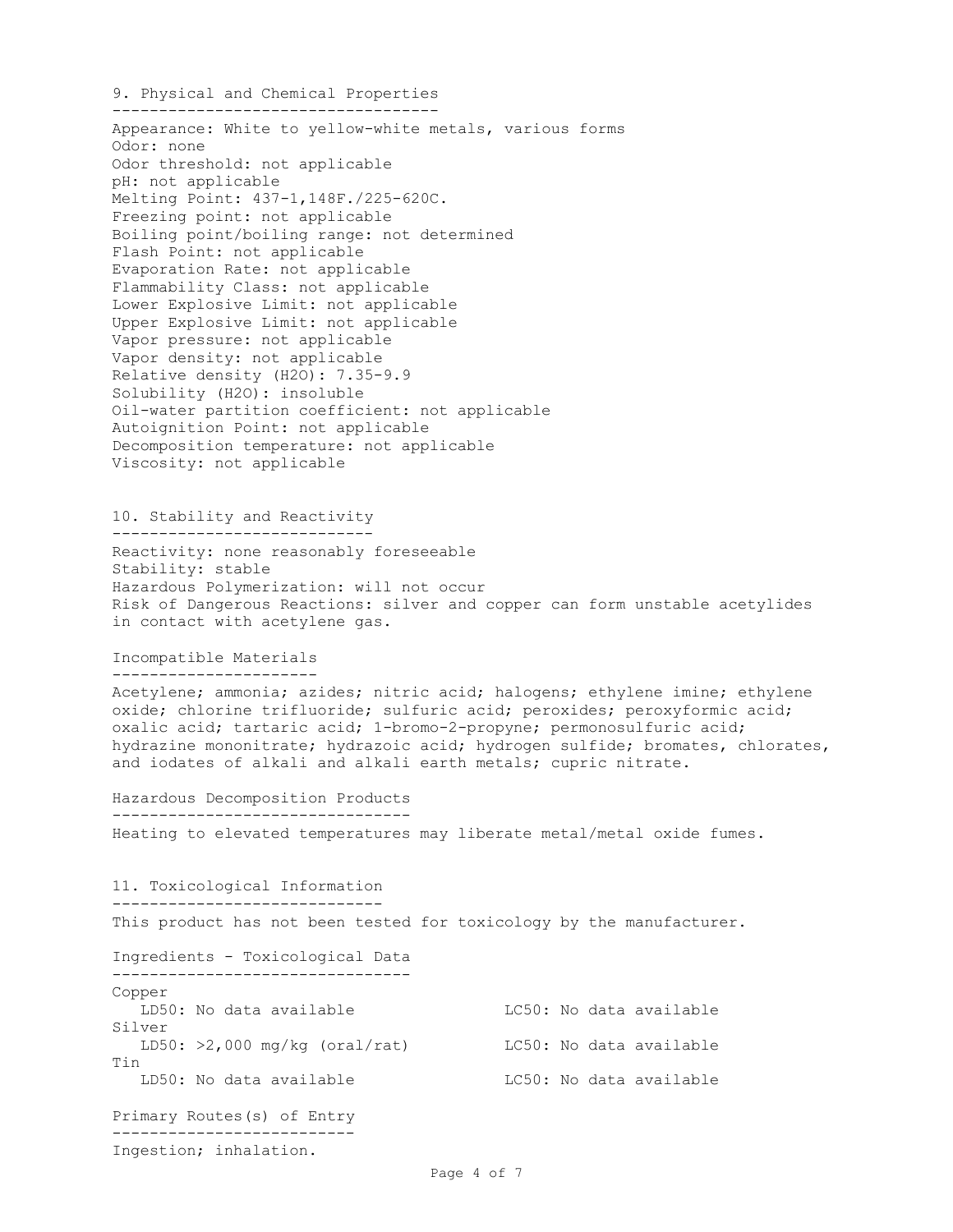## 9. Physical and Chemical Properties

Appearance: White to yellow-white metals, various forms
Odor: none
Odor threshold: not applicable
pH: not applicable
Melting Point: 437-1,148F./225-620C.
Freezing point: not applicable
Boiling point/boiling range: not determined
Flash Point: not applicable
Evaporation Rate: not applicable
Flammability Class: not applicable
Lower Explosive Limit: not applicable
Upper Explosive Limit: not applicable
Vapor pressure: not applicable
Vapor density: not applicable
Relative density ($H_2O$): 7.35-9.9
Solubility ($H_2O$): insoluble
Oil-water partition coefficient: not applicable
Autoignition Point: not applicable
Decomposition temperature: not applicable
Viscosity: not applicable

## 10. Stability and Reactivity

Reactivity: none reasonably foreseeable
Stability: stable
Hazardous Polymerization: will not occur
Risk of Dangerous Reactions: silver and copper can form unstable acetylides in contact with acetylene gas.

### Incompatible Materials

Acetylene; ammonia; azides; nitric acid; halogens; ethylene imine; ethylene oxide; chlorine trifluoride; sulfuric acid; peroxides; peroxyformic acid; oxalic acid; tartaric acid; 1-bromo-2-propyne; permonosulfuric acid; hydrazine mononitrate; hydrazoic acid; hydrogen sulfide; bromates, chlorates, and iodates of alkali and alkali earth metals; cupric nitrate.

### Hazardous Decomposition Products

Heating to elevated temperatures may liberate metal/metal oxide fumes.

## 11. Toxicological Information

This product has not been tested for toxicology by the manufacturer.

### Ingredients - Toxicological Data

| Ingredient | LD50 | LC50 |
| --- | --- | --- |
| Copper | No data available | No data available |
| Silver | >2,000 mg/kg (oral/rat) | No data available |
| Tin | No data available | No data available |

### Primary Routes(s) of Entry

Ingestion; inhalation.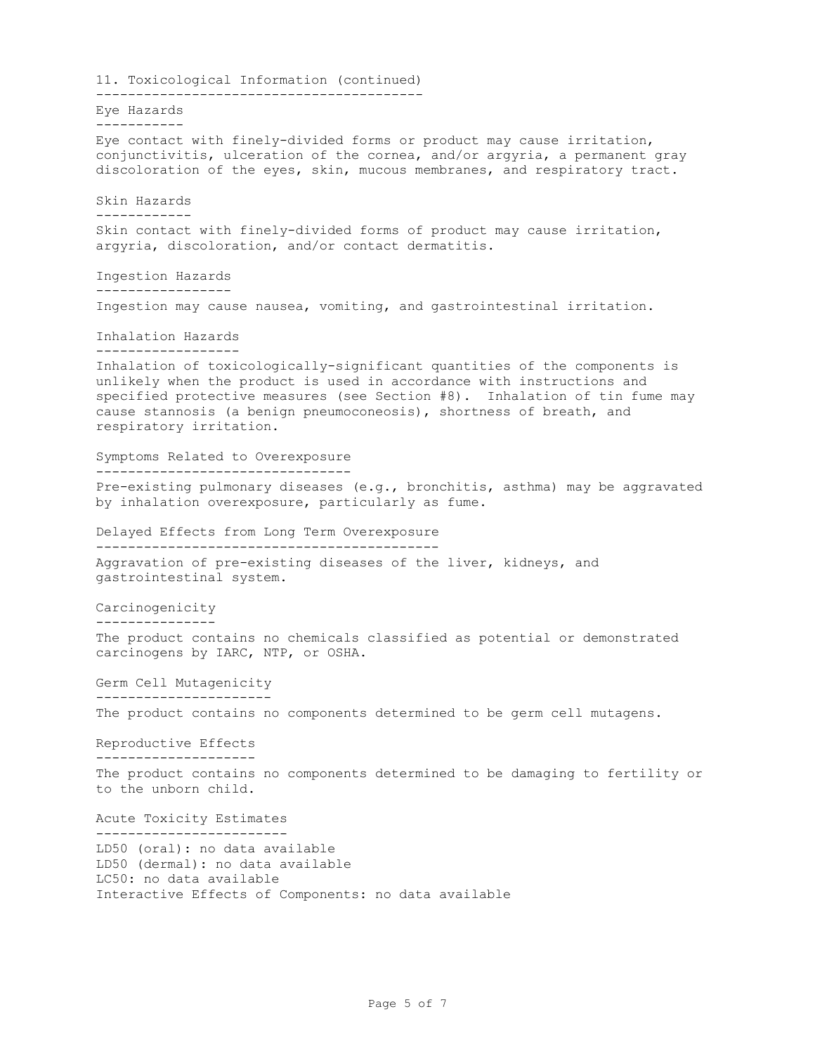## 11. Toxicological Information (continued)

### Eye Hazards

Eye contact with finely-divided forms or product may cause irritation, conjunctivitis, ulceration of the cornea, and/or argyria, a permanent gray discoloration of the eyes, skin, mucous membranes, and respiratory tract.

### Skin Hazards

Skin contact with finely-divided forms of product may cause irritation, argyria, discoloration, and/or contact dermatitis.

### Ingestion Hazards

Ingestion may cause nausea, vomiting, and gastrointestinal irritation.

### Inhalation Hazards

Inhalation of toxicologically-significant quantities of the components is unlikely when the product is used in accordance with instructions and specified protective measures (see Section #8). Inhalation of tin fume may cause stannosis (a benign pneumoconeosis), shortness of breath, and respiratory irritation.

### Symptoms Related to Overexposure

Pre-existing pulmonary diseases (e.g., bronchitis, asthma) may be aggravated by inhalation overexposure, particularly as fume.

### Delayed Effects from Long Term Overexposure

Aggravation of pre-existing diseases of the liver, kidneys, and gastrointestinal system.

### Carcinogenicity

The product contains no chemicals classified as potential or demonstrated carcinogens by IARC, NTP, or OSHA.

### Germ Cell Mutagenicity

The product contains no components determined to be germ cell mutagens.

### Reproductive Effects

The product contains no components determined to be damaging to fertility or to the unborn child.

### Acute Toxicity Estimates

LD50 (oral): no data available
LD50 (dermal): no data available
LC50: no data available
Interactive Effects of Components: no data available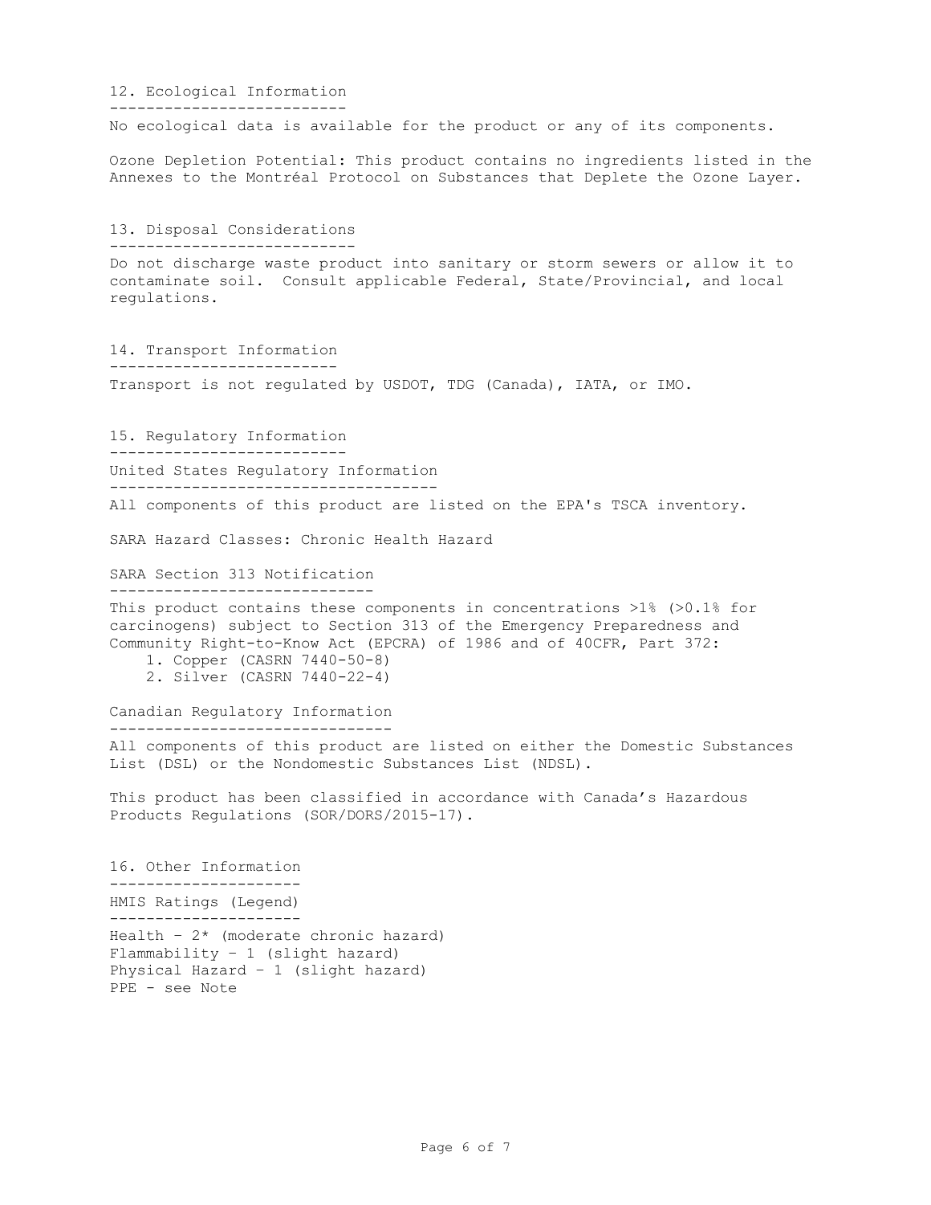## 12. Ecological Information

No ecological data is available for the product or any of its components.

Ozone Depletion Potential: This product contains no ingredients listed in the Annexes to the Montréal Protocol on Substances that Deplete the Ozone Layer.

## 13. Disposal Considerations

Do not discharge waste product into sanitary or storm sewers or allow it to contaminate soil. Consult applicable Federal, State/Provincial, and local regulations.

## 14. Transport Information

Transport is not regulated by USDOT, TDG (Canada), IATA, or IMO.

## 15. Regulatory Information

### United States Regulatory Information

All components of this product are listed on the EPA's TSCA inventory.

SARA Hazard Classes: Chronic Health Hazard

### SARA Section 313 Notification

This product contains these components in concentrations >1% (>0.1% for carcinogens) subject to Section 313 of the Emergency Preparedness and Community Right-to-Know Act (EPCRA) of 1986 and of 40CFR, Part 372:

1. Copper (CASRN 7440-50-8)
2. Silver (CASRN 7440-22-4)

### Canadian Regulatory Information

All components of this product are listed on either the Domestic Substances List (DSL) or the Nondomestic Substances List (NDSL).

This product has been classified in accordance with Canada's Hazardous Products Regulations (SOR/DORS/2015-17).

## 16. Other Information

### HMIS Ratings (Legend)

Health – 2* (moderate chronic hazard)
Flammability – 1 (slight hazard)
Physical Hazard – 1 (slight hazard)
PPE - see Note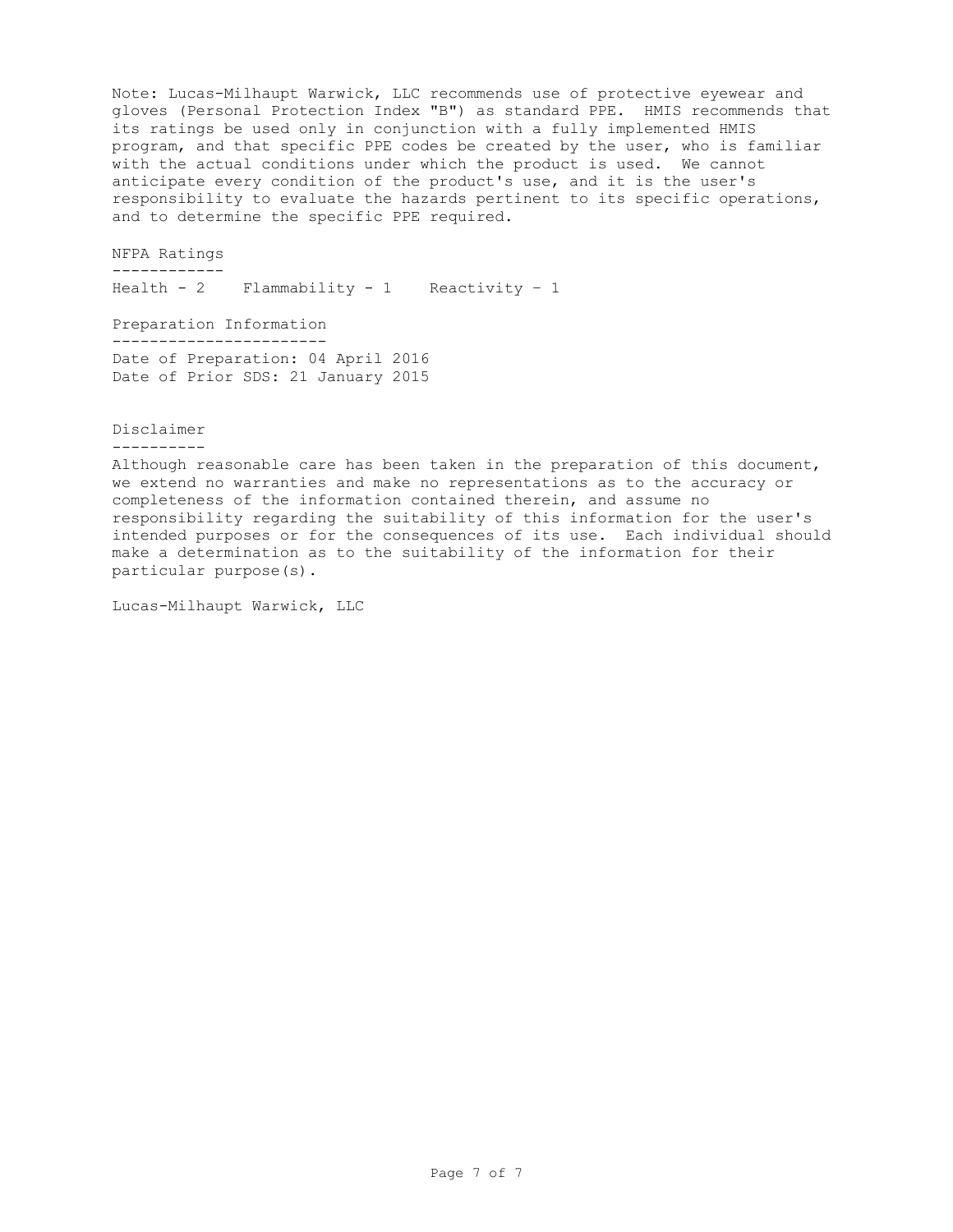Note: Lucas-Milhaupt Warwick, LLC recommends use of protective eyewear and gloves (Personal Protection Index "B") as standard PPE. HMIS recommends that its ratings be used only in conjunction with a fully implemented HMIS program, and that specific PPE codes be created by the user, who is familiar with the actual conditions under which the product is used. We cannot anticipate every condition of the product's use, and it is the user's responsibility to evaluate the hazards pertinent to its specific operations, and to determine the specific PPE required.

## NFPA Ratings

Health - 2    Flammability - 1    Reactivity – 1

## Preparation Information

Date of Preparation: 04 April 2016
Date of Prior SDS: 21 January 2015

## Disclaimer

Although reasonable care has been taken in the preparation of this document, we extend no warranties and make no representations as to the accuracy or completeness of the information contained therein, and assume no responsibility regarding the suitability of this information for the user's intended purposes or for the consequences of its use. Each individual should make a determination as to the suitability of the information for their particular purpose(s).

Lucas-Milhaupt Warwick, LLC